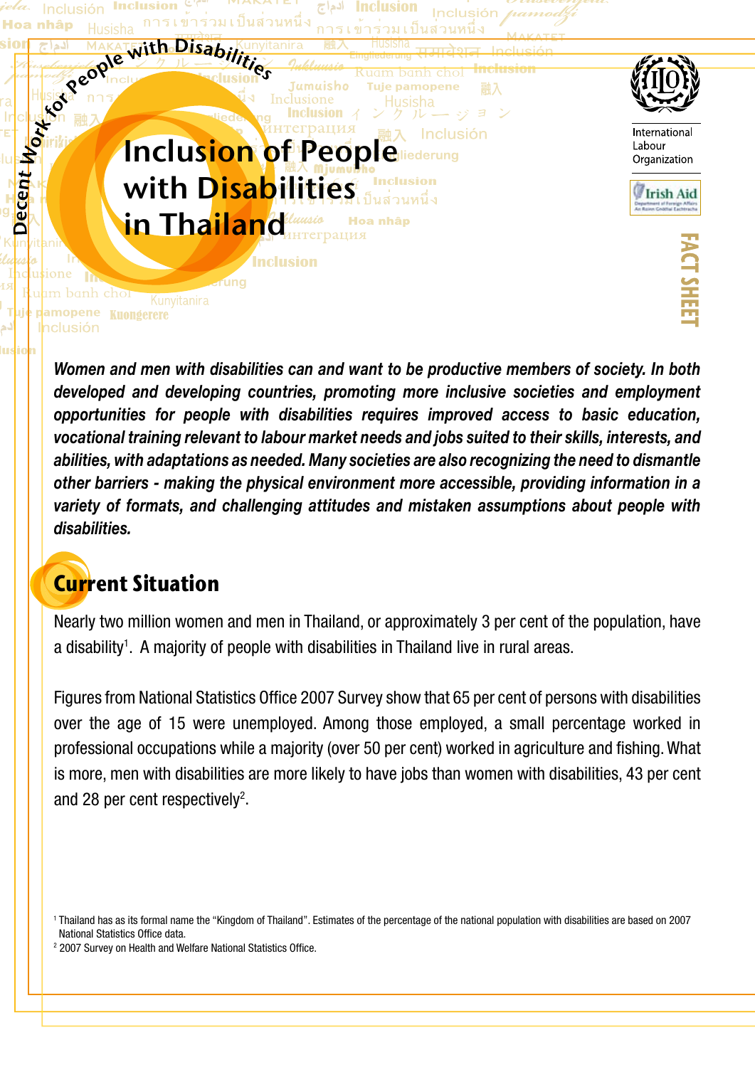Decent Work for People with Disabilities

# Inclusion of People with Disabilities in Thailand

International Labour Organization

Irish Aid

FACT SHEET

***Women and men with disabilities can and want to be productive members of society. In both developed and developing countries, promoting more inclusive societies and employment opportunities for people with disabilities requires improved access to basic education, vocational training relevant to labour market needs and jobs suited to their skills, interests, and abilities, with adaptations as needed. Many societies are also recognizing the need to dismantle other barriers - making the physical environment more accessible, providing information in a variety of formats, and challenging attitudes and mistaken assumptions about people with disabilities.***

## Current Situation

Nearly two million women and men in Thailand, or approximately 3 per cent of the population, have a disability[1]. A majority of people with disabilities in Thailand live in rural areas.

Figures from National Statistics Office 2007 Survey show that 65 per cent of persons with disabilities over the age of 15 were unemployed. Among those employed, a small percentage worked in professional occupations while a majority (over 50 per cent) worked in agriculture and fishing. What is more, men with disabilities are more likely to have jobs than women with disabilities, 43 per cent and 28 per cent respectively[2].

[1] Thailand has as its formal name the "Kingdom of Thailand". Estimates of the percentage of the national population with disabilities are based on 2007 National Statistics Office data.

[2] 2007 Survey on Health and Welfare National Statistics Office.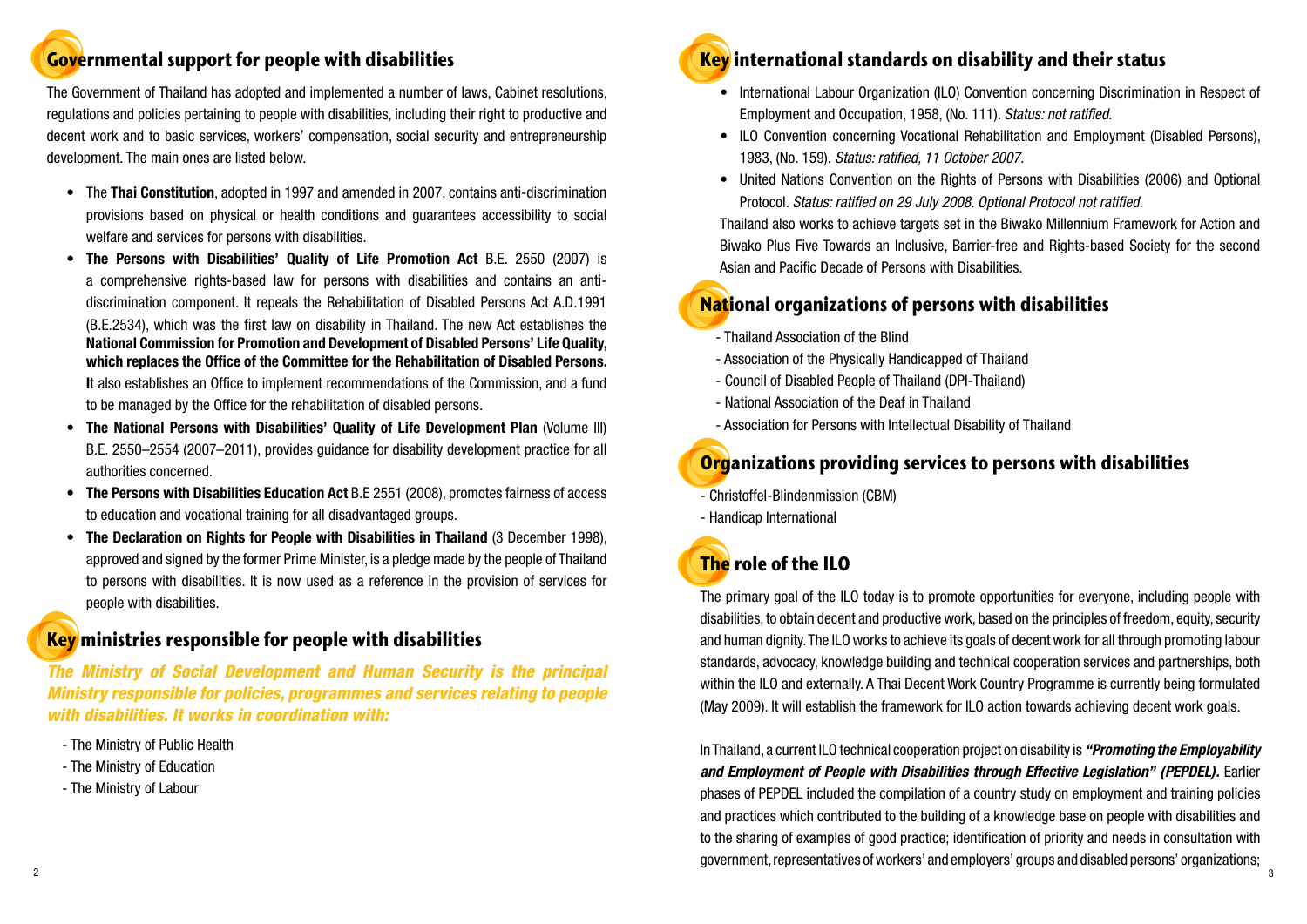## Governmental support for people with disabilities

The Government of Thailand has adopted and implemented a number of laws, Cabinet resolutions, regulations and policies pertaining to people with disabilities, including their right to productive and decent work and to basic services, workers' compensation, social security and entrepreneurship development. The main ones are listed below.

- The **Thai Constitution**, adopted in 1997 and amended in 2007, contains anti-discrimination provisions based on physical or health conditions and guarantees accessibility to social welfare and services for persons with disabilities.
- **The Persons with Disabilities' Quality of Life Promotion Act** B.E. 2550 (2007) is a comprehensive rights-based law for persons with disabilities and contains an anti-discrimination component. It repeals the Rehabilitation of Disabled Persons Act A.D.1991 (B.E.2534), which was the first law on disability in Thailand. The new Act establishes the **National Commission for Promotion and Development of Disabled Persons' Life Quality, which replaces the Office of the Committee for the Rehabilitation of Disabled Persons. I**t also establishes an Office to implement recommendations of the Commission, and a fund to be managed by the Office for the rehabilitation of disabled persons.
- **The National Persons with Disabilities' Quality of Life Development Plan** (Volume III) B.E. 2550–2554 (2007–2011), provides guidance for disability development practice for all authorities concerned.
- **The Persons with Disabilities Education Act** B.E 2551 (2008), promotes fairness of access to education and vocational training for all disadvantaged groups.
- **The Declaration on Rights for People with Disabilities in Thailand** (3 December 1998), approved and signed by the former Prime Minister, is a pledge made by the people of Thailand to persons with disabilities. It is now used as a reference in the provision of services for people with disabilities.

## Key ministries responsible for people with disabilities

***The Ministry of Social Development and Human Security is the principal Ministry responsible for policies, programmes and services relating to people with disabilities. It works in coordination with:***

- The Ministry of Public Health
- The Ministry of Education
- The Ministry of Labour

## Key international standards on disability and their status

- International Labour Organization (ILO) Convention concerning Discrimination in Respect of Employment and Occupation, 1958, (No. 111). *Status: not ratified.*
- ILO Convention concerning Vocational Rehabilitation and Employment (Disabled Persons), 1983, (No. 159). *Status: ratified, 11 October 2007.*
- United Nations Convention on the Rights of Persons with Disabilities (2006) and Optional Protocol. *Status: ratified on 29 July 2008. Optional Protocol not ratified.*

Thailand also works to achieve targets set in the Biwako Millennium Framework for Action and Biwako Plus Five Towards an Inclusive, Barrier-free and Rights-based Society for the second Asian and Pacific Decade of Persons with Disabilities.

## National organizations of persons with disabilities

- Thailand Association of the Blind
- Association of the Physically Handicapped of Thailand
- Council of Disabled People of Thailand (DPI-Thailand)
- National Association of the Deaf in Thailand
- Association for Persons with Intellectual Disability of Thailand

## Organizations providing services to persons with disabilities

- Christoffel-Blindenmission (CBM)
- Handicap International

## The role of the ILO

The primary goal of the ILO today is to promote opportunities for everyone, including people with disabilities, to obtain decent and productive work, based on the principles of freedom, equity, security and human dignity. The ILO works to achieve its goals of decent work for all through promoting labour standards, advocacy, knowledge building and technical cooperation services and partnerships, both within the ILO and externally. A Thai Decent Work Country Programme is currently being formulated (May 2009). It will establish the framework for ILO action towards achieving decent work goals.

In Thailand, a current ILO technical cooperation project on disability is ***"Promoting the Employability and Employment of People with Disabilities through Effective Legislation" (PEPDEL).*** Earlier phases of PEPDEL included the compilation of a country study on employment and training policies and practices which contributed to the building of a knowledge base on people with disabilities and to the sharing of examples of good practice; identification of priority and needs in consultation with government, representatives of workers' and employers' groups and disabled persons' organizations;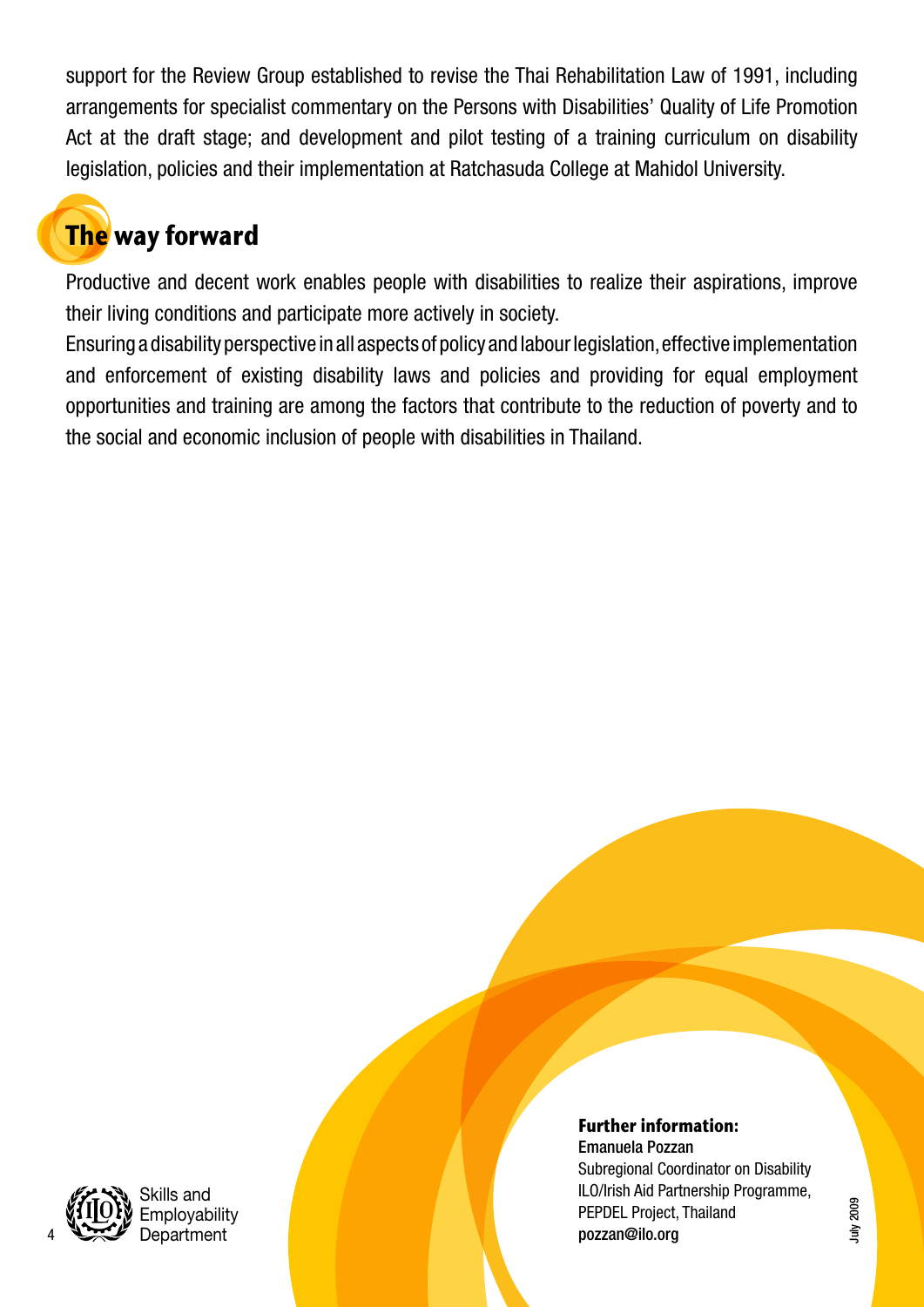support for the Review Group established to revise the Thai Rehabilitation Law of 1991, including arrangements for specialist commentary on the Persons with Disabilities' Quality of Life Promotion Act at the draft stage; and development and pilot testing of a training curriculum on disability legislation, policies and their implementation at Ratchasuda College at Mahidol University.

## The way forward

Productive and decent work enables people with disabilities to realize their aspirations, improve their living conditions and participate more actively in society.

Ensuring a disability perspective in all aspects of policy and labour legislation, effective implementation and enforcement of existing disability laws and policies and providing for equal employment opportunities and training are among the factors that contribute to the reduction of poverty and to the social and economic inclusion of people with disabilities in Thailand.

**Further information:**
Emanuela Pozzan
Subregional Coordinator on Disability
ILO/Irish Aid Partnership Programme,
PEPDEL Project, Thailand
pozzan@ilo.org

July 2009

Skills and Employability Department